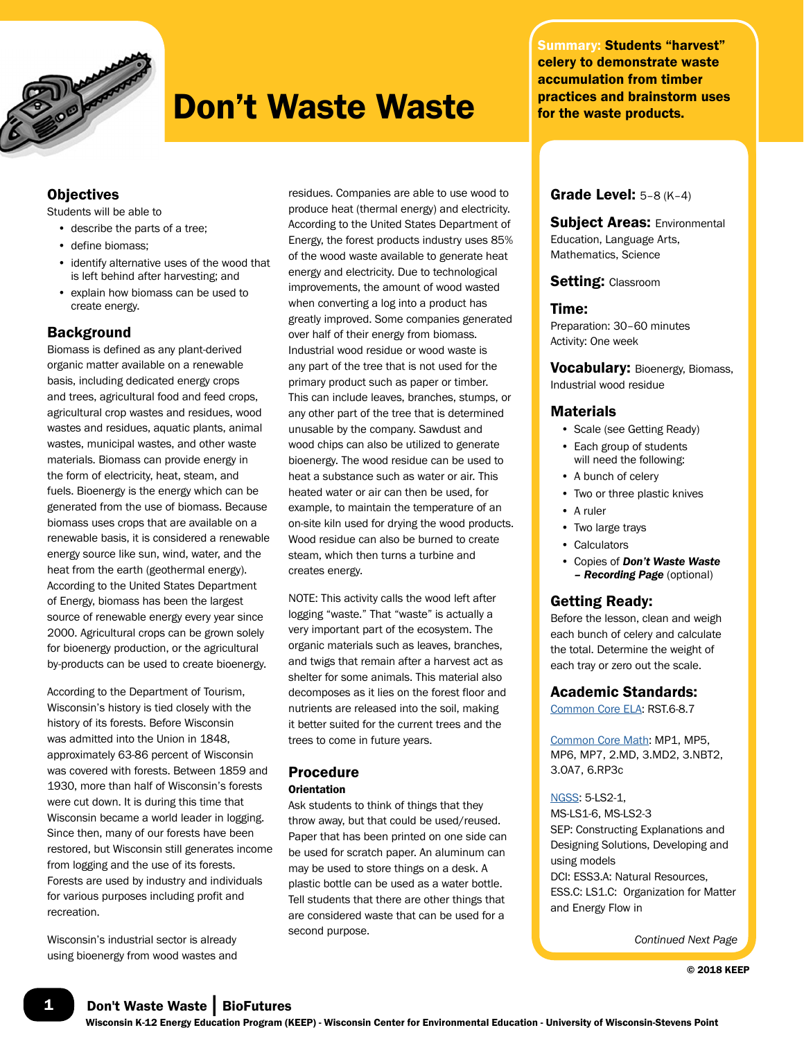# Don't Waste Waste

**Summary: Students "harvest" celery to demonstrate waste accumulation from timber practices and brainstorm uses for the waste products.**

**Grade Level:** 5–8 (K–4)

**Subject Areas:** Environmental Education, Language Arts, Mathematics, Science

**Setting:** Classroom

**Time:**
Preparation: 30–60 minutes
Activity: One week

**Vocabulary:** Bioenergy, Biomass, Industrial wood residue

## Materials

- Scale (see Getting Ready)
- Each group of students will need the following:
- A bunch of celery
- Two or three plastic knives
- A ruler
- Two large trays
- Calculators
- Copies of ***Don't Waste Waste – Recording Page*** (optional)

## Getting Ready:

Before the lesson, clean and weigh each bunch of celery and calculate the total. Determine the weight of each tray or zero out the scale.

## Academic Standards:

Common Core ELA: RST.6-8.7

Common Core Math: MP1, MP5, MP6, MP7, 2.MD, 3.MD2, 3.NBT2, 3.OA7, 6.RP3c

NGSS: 5-LS2-1, MS-LS1-6, MS-LS2-3
SEP: Constructing Explanations and Designing Solutions, Developing and using models
DCI: ESS3.A: Natural Resources, ESS.C: LS1.C: Organization for Matter and Energy Flow in

*Continued Next Page*

© 2018 KEEP

## Objectives

Students will be able to

- describe the parts of a tree;
- define biomass;
- identify alternative uses of the wood that is left behind after harvesting; and
- explain how biomass can be used to create energy.

## Background

Biomass is defined as any plant-derived organic matter available on a renewable basis, including dedicated energy crops and trees, agricultural food and feed crops, agricultural crop wastes and residues, wood wastes and residues, aquatic plants, animal wastes, municipal wastes, and other waste materials. Biomass can provide energy in the form of electricity, heat, steam, and fuels. Bioenergy is the energy which can be generated from the use of biomass. Because biomass uses crops that are available on a renewable basis, it is considered a renewable energy source like sun, wind, water, and the heat from the earth (geothermal energy). According to the United States Department of Energy, biomass has been the largest source of renewable energy every year since 2000. Agricultural crops can be grown solely for bioenergy production, or the agricultural by-products can be used to create bioenergy.

According to the Department of Tourism, Wisconsin's history is tied closely with the history of its forests. Before Wisconsin was admitted into the Union in 1848, approximately 63-86 percent of Wisconsin was covered with forests. Between 1859 and 1930, more than half of Wisconsin's forests were cut down. It is during this time that Wisconsin became a world leader in logging. Since then, many of our forests have been restored, but Wisconsin still generates income from logging and the use of its forests. Forests are used by industry and individuals for various purposes including profit and recreation.

Wisconsin's industrial sector is already using bioenergy from wood wastes and residues. Companies are able to use wood to produce heat (thermal energy) and electricity. According to the United States Department of Energy, the forest products industry uses 85% of the wood waste available to generate heat energy and electricity. Due to technological improvements, the amount of wood wasted when converting a log into a product has greatly improved. Some companies generated over half of their energy from biomass. Industrial wood residue or wood waste is any part of the tree that is not used for the primary product such as paper or timber. This can include leaves, branches, stumps, or any other part of the tree that is determined unusable by the company. Sawdust and wood chips can also be utilized to generate bioenergy. The wood residue can be used to heat a substance such as water or air. This heated water or air can then be used, for example, to maintain the temperature of an on-site kiln used for drying the wood products. Wood residue can also be burned to create steam, which then turns a turbine and creates energy.

NOTE: This activity calls the wood left after logging "waste." That "waste" is actually a very important part of the ecosystem. The organic materials such as leaves, branches, and twigs that remain after a harvest act as shelter for some animals. This material also decomposes as it lies on the forest floor and nutrients are released into the soil, making it better suited for the current trees and the trees to come in future years.

## Procedure

### Orientation

Ask students to think of things that they throw away, but that could be used/reused. Paper that has been printed on one side can be used for scratch paper. An aluminum can may be used to store things on a desk. A plastic bottle can be used as a water bottle. Tell students that there are other things that are considered waste that can be used for a second purpose.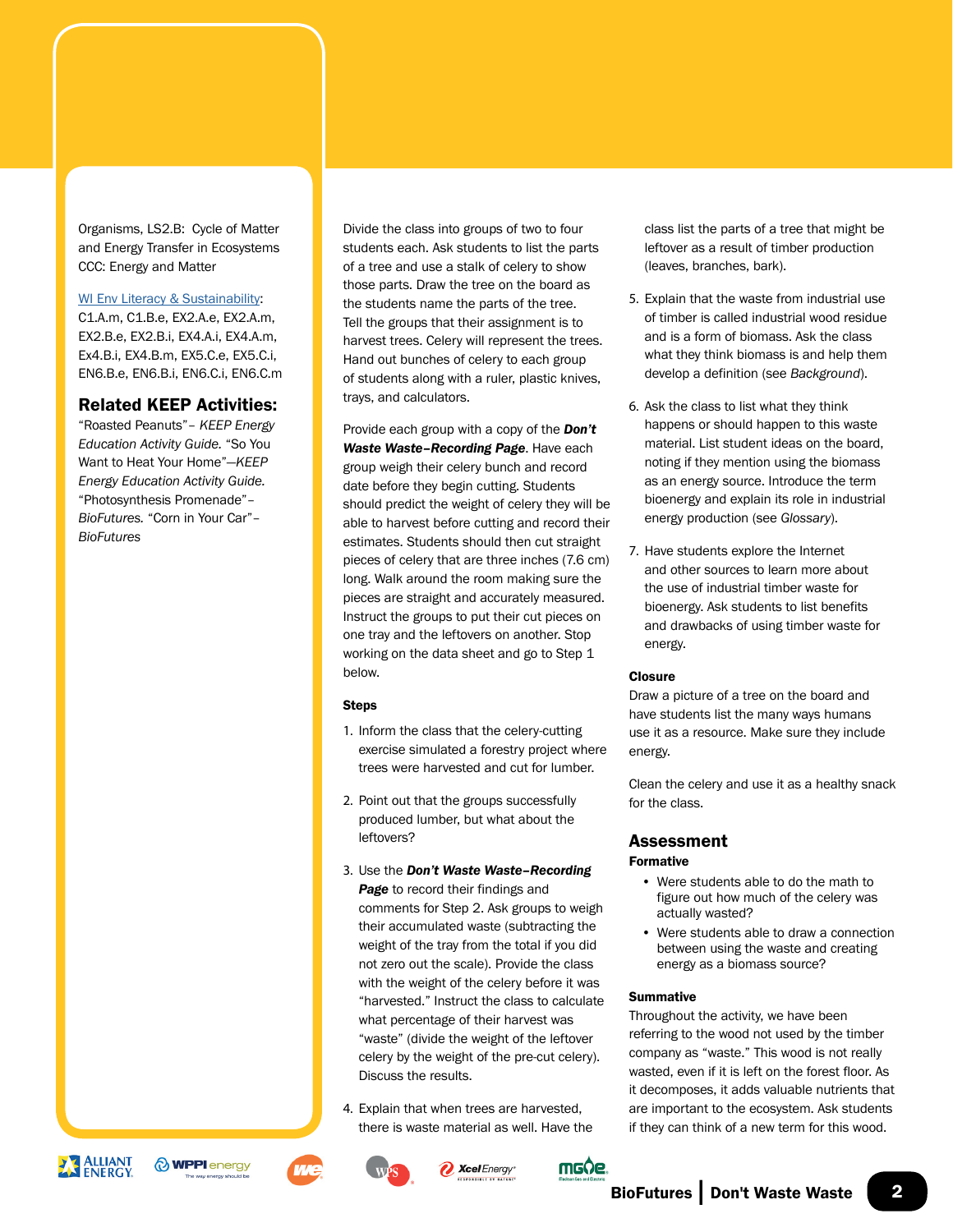Organisms, LS2.B: Cycle of Matter and Energy Transfer in Ecosystems
CCC: Energy and Matter

WI Env Literacy & Sustainability: C1.A.m, C1.B.e, EX2.A.e, EX2.A.m, EX2.B.e, EX2.B.i, EX4.A.i, EX4.A.m, Ex4.B.i, EX4.B.m, EX5.C.e, EX5.C.i, EN6.B.e, EN6.B.i, EN6.C.i, EN6.C.m

## Related KEEP Activities:

"Roasted Peanuts"– *KEEP Energy Education Activity Guide.* "So You Want to Heat Your Home"—*KEEP Energy Education Activity Guide.* "Photosynthesis Promenade"– *BioFutures.* "Corn in Your Car"– *BioFutures*

Divide the class into groups of two to four students each. Ask students to list the parts of a tree and use a stalk of celery to show those parts. Draw the tree on the board as the students name the parts of the tree. Tell the groups that their assignment is to harvest trees. Celery will represent the trees. Hand out bunches of celery to each group of students along with a ruler, plastic knives, trays, and calculators.

Provide each group with a copy of the ***Don't Waste Waste–Recording Page***. Have each group weigh their celery bunch and record date before they begin cutting. Students should predict the weight of celery they will be able to harvest before cutting and record their estimates. Students should then cut straight pieces of celery that are three inches (7.6 cm) long. Walk around the room making sure the pieces are straight and accurately measured. Instruct the groups to put their cut pieces on one tray and the leftovers on another. Stop working on the data sheet and go to Step 1 below.

### Steps

1. Inform the class that the celery-cutting exercise simulated a forestry project where trees were harvested and cut for lumber.

2. Point out that the groups successfully produced lumber, but what about the leftovers?

3. Use the ***Don't Waste Waste–Recording Page*** to record their findings and comments for Step 2. Ask groups to weigh their accumulated waste (subtracting the weight of the tray from the total if you did not zero out the scale). Provide the class with the weight of the celery before it was "harvested." Instruct the class to calculate what percentage of their harvest was "waste" (divide the weight of the leftover celery by the weight of the pre-cut celery). Discuss the results.

4. Explain that when trees are harvested, there is waste material as well. Have the class list the parts of a tree that might be leftover as a result of timber production (leaves, branches, bark).

5. Explain that the waste from industrial use of timber is called industrial wood residue and is a form of biomass. Ask the class what they think biomass is and help them develop a definition (see *Background*).

6. Ask the class to list what they think happens or should happen to this waste material. List student ideas on the board, noting if they mention using the biomass as an energy source. Introduce the term bioenergy and explain its role in industrial energy production (see *Glossary*).

7. Have students explore the Internet and other sources to learn more about the use of industrial timber waste for bioenergy. Ask students to list benefits and drawbacks of using timber waste for energy.

### Closure

Draw a picture of a tree on the board and have students list the many ways humans use it as a resource. Make sure they include energy.

Clean the celery and use it as a healthy snack for the class.

## Assessment

### Formative

- Were students able to do the math to figure out how much of the celery was actually wasted?
- Were students able to draw a connection between using the waste and creating energy as a biomass source?

### Summative

Throughout the activity, we have been referring to the wood not used by the timber company as "waste." This wood is not really wasted, even if it is left on the forest floor. As it decomposes, it adds valuable nutrients that are important to the ecosystem. Ask students if they can think of a new term for this wood.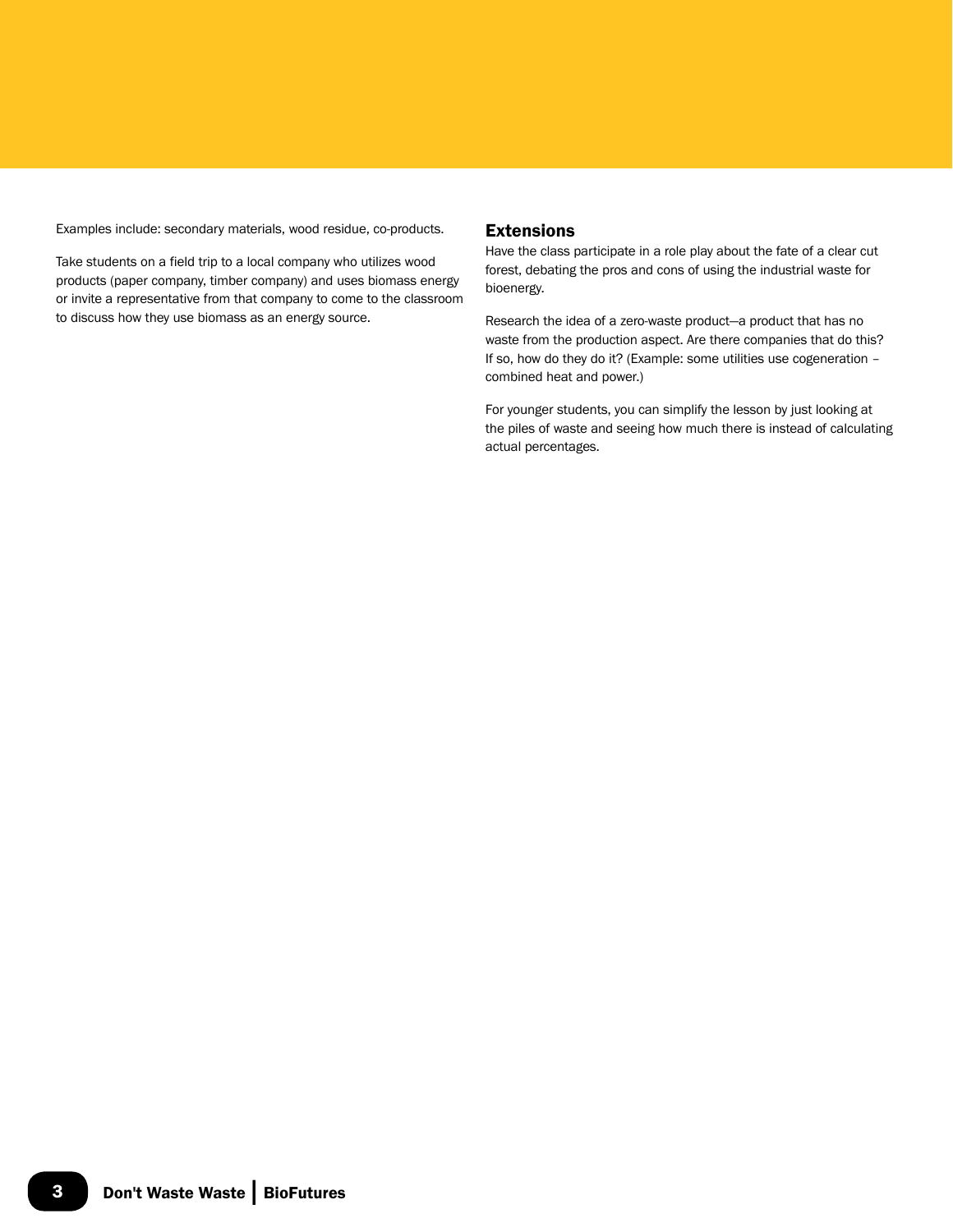Examples include: secondary materials, wood residue, co-products.

Take students on a field trip to a local company who utilizes wood products (paper company, timber company) and uses biomass energy or invite a representative from that company to come to the classroom to discuss how they use biomass as an energy source.

## Extensions

Have the class participate in a role play about the fate of a clear cut forest, debating the pros and cons of using the industrial waste for bioenergy.

Research the idea of a zero-waste product—a product that has no waste from the production aspect. Are there companies that do this? If so, how do they do it? (Example: some utilities use cogeneration – combined heat and power.)

For younger students, you can simplify the lesson by just looking at the piles of waste and seeing how much there is instead of calculating actual percentages.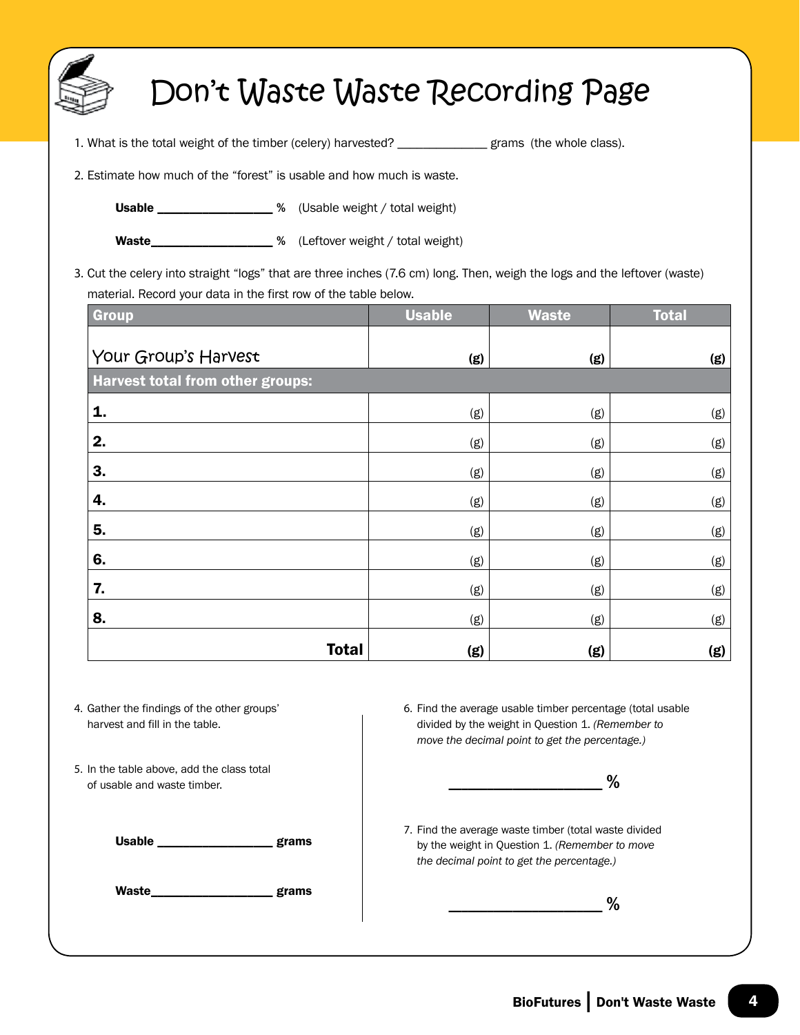# Don't Waste Waste Recording Page

1. What is the total weight of the timber (celery) harvested? _____________ grams (the whole class).

2. Estimate how much of the "forest" is usable and how much is waste.

   **Usable** _________________ % (Usable weight / total weight)

   **Waste** __________________ % (Leftover weight / total weight)

3. Cut the celery into straight "logs" that are three inches (7.6 cm) long. Then, weigh the logs and the leftover (waste) material. Record your data in the first row of the table below.

| Group | Usable | Waste | Total |
|---|---|---|---|
| Your Group's Harvest | **(g)** | **(g)** | **(g)** |
| **Harvest total from other groups:** | | | |
| **1.** | (g) | (g) | (g) |
| **2.** | (g) | (g) | (g) |
| **3.** | (g) | (g) | (g) |
| **4.** | (g) | (g) | (g) |
| **5.** | (g) | (g) | (g) |
| **6.** | (g) | (g) | (g) |
| **7.** | (g) | (g) | (g) |
| **8.** | (g) | (g) | (g) |
| **Total** | **(g)** | **(g)** | **(g)** |

4. Gather the findings of the other groups' harvest and fill in the table.

5. In the table above, add the class total of usable and waste timber.

   **Usable** _________________ **grams**

   **Waste** __________________ **grams**

6. Find the average usable timber percentage (total usable divided by the weight in Question 1. *(Remember to move the decimal point to get the percentage.)*

   ____________________ %

7. Find the average waste timber (total waste divided by the weight in Question 1. *(Remember to move the decimal point to get the percentage.)*

   ____________________ %